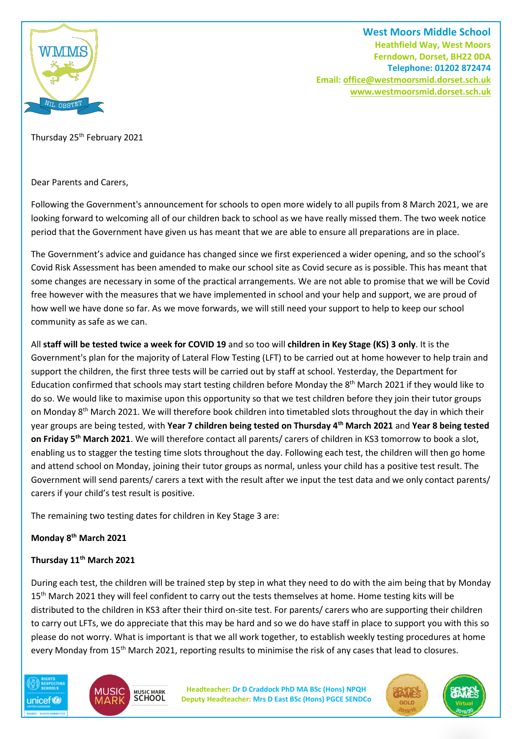**West Moors Middle School**
**Heathfield Way, West Moors**
**Ferndown, Dorset, BH22 0DA**
**Telephone: 01202 872474**
**Email: office@westmoorsmid.dorset.sch.uk**
**www.westmoorsmid.dorset.sch.uk**

Thursday 25th February 2021

Dear Parents and Carers,

Following the Government's announcement for schools to open more widely to all pupils from 8 March 2021, we are looking forward to welcoming all of our children back to school as we have really missed them. The two week notice period that the Government have given us has meant that we are able to ensure all preparations are in place.

The Government's advice and guidance has changed since we first experienced a wider opening, and so the school's Covid Risk Assessment has been amended to make our school site as Covid secure as is possible. This has meant that some changes are necessary in some of the practical arrangements. We are not able to promise that we will be Covid free however with the measures that we have implemented in school and your help and support, we are proud of how well we have done so far. As we move forwards, we will still need your support to help to keep our school community as safe as we can.

All **staff will be tested twice a week for COVID 19** and so too will **children in Key Stage (KS) 3 only**. It is the Government's plan for the majority of Lateral Flow Testing (LFT) to be carried out at home however to help train and support the children, the first three tests will be carried out by staff at school. Yesterday, the Department for Education confirmed that schools may start testing children before Monday the 8th March 2021 if they would like to do so. We would like to maximise upon this opportunity so that we test children before they join their tutor groups on Monday 8th March 2021. We will therefore book children into timetabled slots throughout the day in which their year groups are being tested, with **Year 7 children being tested on Thursday 4th March 2021** and **Year 8 being tested on Friday 5th March 2021**. We will therefore contact all parents/ carers of children in KS3 tomorrow to book a slot, enabling us to stagger the testing time slots throughout the day. Following each test, the children will then go home and attend school on Monday, joining their tutor groups as normal, unless your child has a positive test result. The Government will send parents/ carers a text with the result after we input the test data and we only contact parents/ carers if your child's test result is positive.

The remaining two testing dates for children in Key Stage 3 are:

**Monday 8th March 2021**

**Thursday 11th March 2021**

During each test, the children will be trained step by step in what they need to do with the aim being that by Monday 15th March 2021 they will feel confident to carry out the tests themselves at home. Home testing kits will be distributed to the children in KS3 after their third on-site test. For parents/ carers who are supporting their children to carry out LFTs, we do appreciate that this may be hard and so we do have staff in place to support you with this so please do not worry. What is important is that we all work together, to establish weekly testing procedures at home every Monday from 15th March 2021, reporting results to minimise the risk of any cases that lead to closures.

Headteacher: Dr D Craddock PhD MA BSc (Hons) NPQH
Deputy Headteacher: Mrs D East BSc (Hons) PGCE SENDCo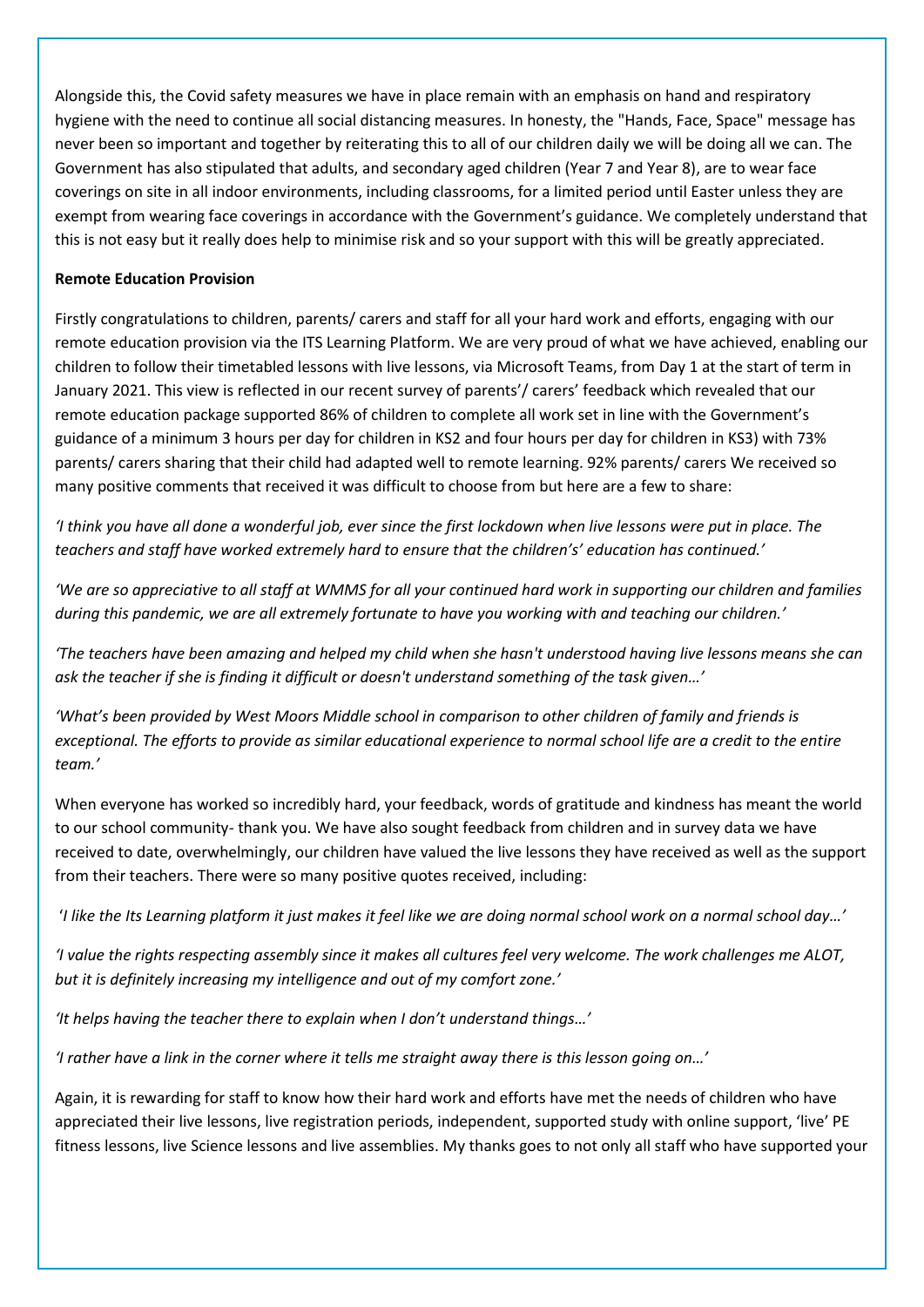Alongside this, the Covid safety measures we have in place remain with an emphasis on hand and respiratory hygiene with the need to continue all social distancing measures. In honesty, the "Hands, Face, Space" message has never been so important and together by reiterating this to all of our children daily we will be doing all we can. The Government has also stipulated that adults, and secondary aged children (Year 7 and Year 8), are to wear face coverings on site in all indoor environments, including classrooms, for a limited period until Easter unless they are exempt from wearing face coverings in accordance with the Government's guidance. We completely understand that this is not easy but it really does help to minimise risk and so your support with this will be greatly appreciated.

**Remote Education Provision**

Firstly congratulations to children, parents/ carers and staff for all your hard work and efforts, engaging with our remote education provision via the ITS Learning Platform. We are very proud of what we have achieved, enabling our children to follow their timetabled lessons with live lessons, via Microsoft Teams, from Day 1 at the start of term in January 2021. This view is reflected in our recent survey of parents'/ carers' feedback which revealed that our remote education package supported 86% of children to complete all work set in line with the Government's guidance of a minimum 3 hours per day for children in KS2 and four hours per day for children in KS3) with 73% parents/ carers sharing that their child had adapted well to remote learning. 92% parents/ carers We received so many positive comments that received it was difficult to choose from but here are a few to share:

*'I think you have all done a wonderful job, ever since the first lockdown when live lessons were put in place. The teachers and staff have worked extremely hard to ensure that the children's' education has continued.'*

*'We are so appreciative to all staff at WMMS for all your continued hard work in supporting our children and families during this pandemic, we are all extremely fortunate to have you working with and teaching our children.'*

*'The teachers have been amazing and helped my child when she hasn't understood having live lessons means she can ask the teacher if she is finding it difficult or doesn't understand something of the task given…'*

*'What's been provided by West Moors Middle school in comparison to other children of family and friends is exceptional. The efforts to provide as similar educational experience to normal school life are a credit to the entire team.'*

When everyone has worked so incredibly hard, your feedback, words of gratitude and kindness has meant the world to our school community- thank you. We have also sought feedback from children and in survey data we have received to date, overwhelmingly, our children have valued the live lessons they have received as well as the support from their teachers. There were so many positive quotes received, including:

*'I like the Its Learning platform it just makes it feel like we are doing normal school work on a normal school day…'*

*'I value the rights respecting assembly since it makes all cultures feel very welcome. The work challenges me ALOT, but it is definitely increasing my intelligence and out of my comfort zone.'*

*'It helps having the teacher there to explain when I don't understand things…'*

*'I rather have a link in the corner where it tells me straight away there is this lesson going on…'*

Again, it is rewarding for staff to know how their hard work and efforts have met the needs of children who have appreciated their live lessons, live registration periods, independent, supported study with online support, 'live' PE fitness lessons, live Science lessons and live assemblies. My thanks goes to not only all staff who have supported your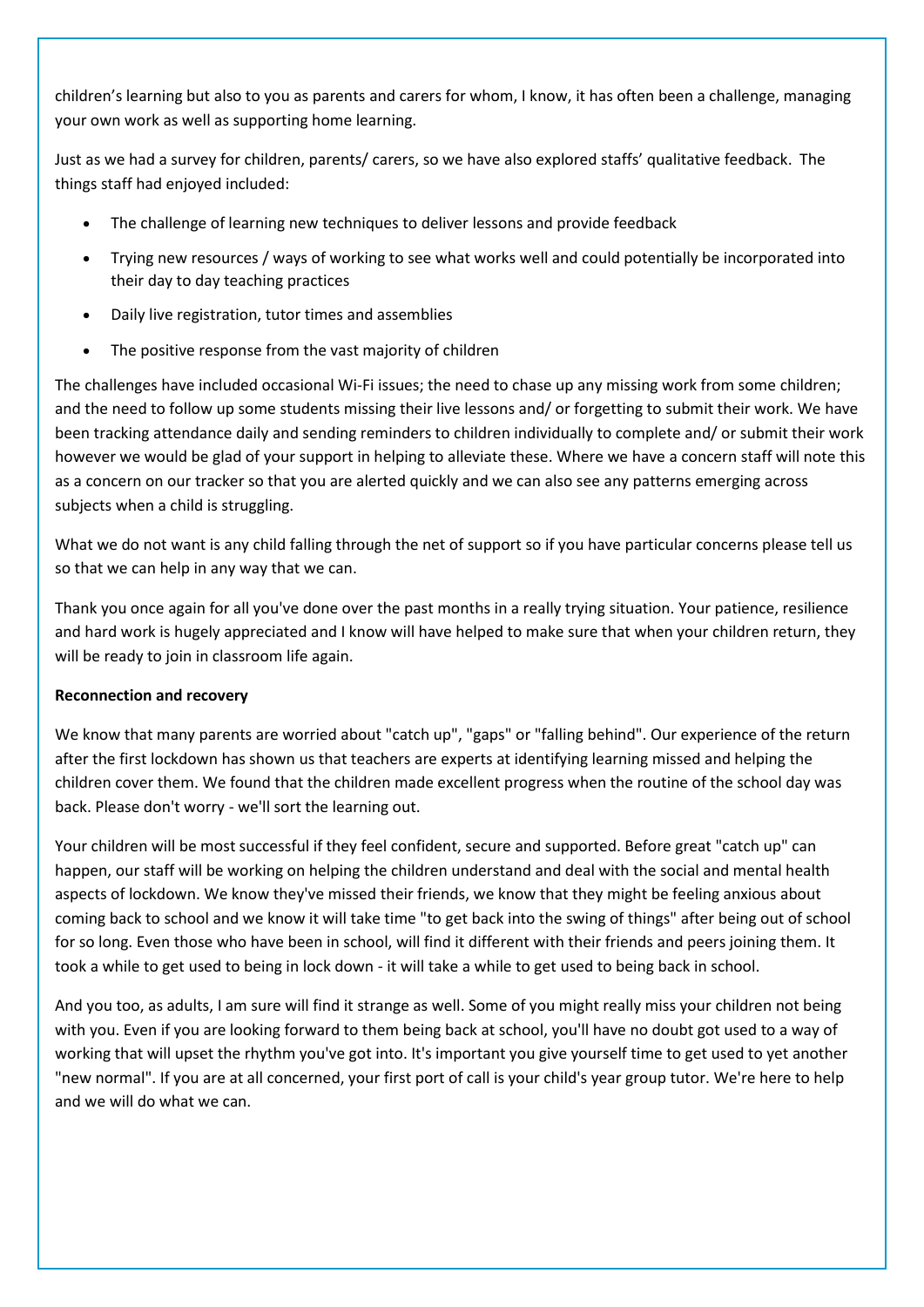children's learning but also to you as parents and carers for whom, I know, it has often been a challenge, managing your own work as well as supporting home learning.

Just as we had a survey for children, parents/ carers, so we have also explored staffs' qualitative feedback. The things staff had enjoyed included:

- The challenge of learning new techniques to deliver lessons and provide feedback
- Trying new resources / ways of working to see what works well and could potentially be incorporated into their day to day teaching practices
- Daily live registration, tutor times and assemblies
- The positive response from the vast majority of children

The challenges have included occasional Wi-Fi issues; the need to chase up any missing work from some children; and the need to follow up some students missing their live lessons and/ or forgetting to submit their work. We have been tracking attendance daily and sending reminders to children individually to complete and/ or submit their work however we would be glad of your support in helping to alleviate these. Where we have a concern staff will note this as a concern on our tracker so that you are alerted quickly and we can also see any patterns emerging across subjects when a child is struggling.

What we do not want is any child falling through the net of support so if you have particular concerns please tell us so that we can help in any way that we can.

Thank you once again for all you've done over the past months in a really trying situation. Your patience, resilience and hard work is hugely appreciated and I know will have helped to make sure that when your children return, they will be ready to join in classroom life again.

**Reconnection and recovery**

We know that many parents are worried about "catch up", "gaps" or "falling behind". Our experience of the return after the first lockdown has shown us that teachers are experts at identifying learning missed and helping the children cover them. We found that the children made excellent progress when the routine of the school day was back. Please don't worry - we'll sort the learning out.

Your children will be most successful if they feel confident, secure and supported. Before great "catch up" can happen, our staff will be working on helping the children understand and deal with the social and mental health aspects of lockdown. We know they've missed their friends, we know that they might be feeling anxious about coming back to school and we know it will take time "to get back into the swing of things" after being out of school for so long. Even those who have been in school, will find it different with their friends and peers joining them. It took a while to get used to being in lock down - it will take a while to get used to being back in school.

And you too, as adults, I am sure will find it strange as well. Some of you might really miss your children not being with you. Even if you are looking forward to them being back at school, you'll have no doubt got used to a way of working that will upset the rhythm you've got into. It's important you give yourself time to get used to yet another "new normal". If you are at all concerned, your first port of call is your child's year group tutor. We're here to help and we will do what we can.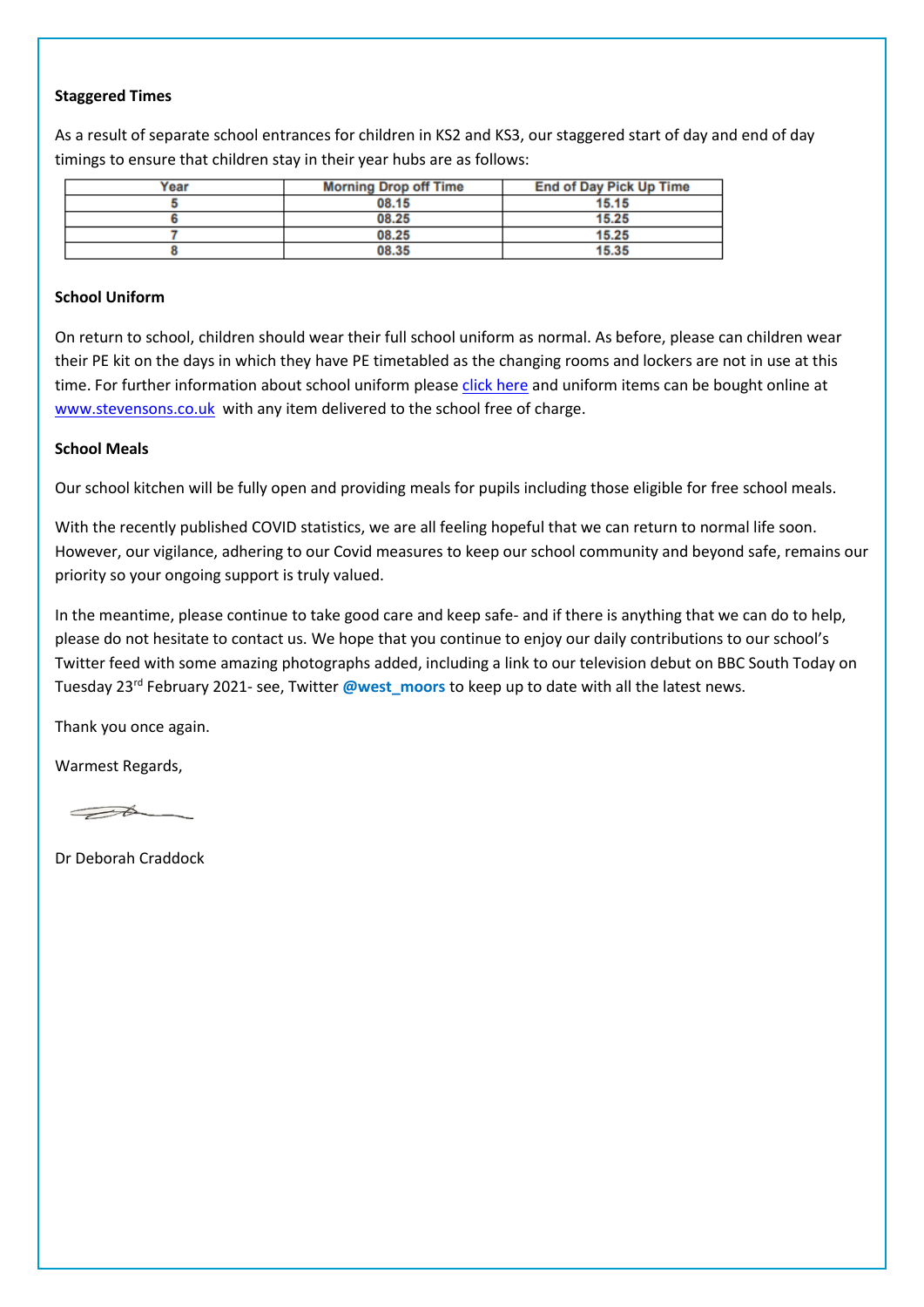**Staggered Times**

As a result of separate school entrances for children in KS2 and KS3, our staggered start of day and end of day timings to ensure that children stay in their year hubs are as follows:

| Year | Morning Drop off Time | End of Day Pick Up Time |
|---|---|---|
| 5 | 08.15 | 15.15 |
| 6 | 08.25 | 15.25 |
| 7 | 08.25 | 15.25 |
| 8 | 08.35 | 15.35 |

**School Uniform**

On return to school, children should wear their full school uniform as normal. As before, please can children wear their PE kit on the days in which they have PE timetabled as the changing rooms and lockers are not in use at this time. For further information about school uniform please click here and uniform items can be bought online at www.stevensons.co.uk with any item delivered to the school free of charge.

**School Meals**

Our school kitchen will be fully open and providing meals for pupils including those eligible for free school meals.

With the recently published COVID statistics, we are all feeling hopeful that we can return to normal life soon. However, our vigilance, adhering to our Covid measures to keep our school community and beyond safe, remains our priority so your ongoing support is truly valued.

In the meantime, please continue to take good care and keep safe- and if there is anything that we can do to help, please do not hesitate to contact us. We hope that you continue to enjoy our daily contributions to our school's Twitter feed with some amazing photographs added, including a link to our television debut on BBC South Today on Tuesday 23rd February 2021- see, Twitter **@west_moors** to keep up to date with all the latest news.

Thank you once again.

Warmest Regards,

Dr Deborah Craddock